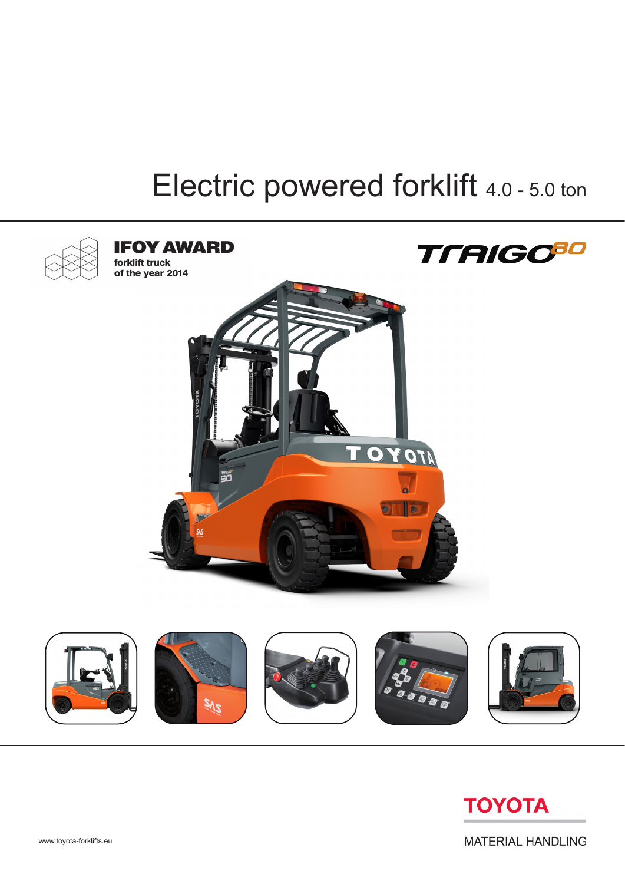# Electric powered forklift 4.0 - 5.0 ton

**IFOY AWARD**
**forklift truck of the year 2014**

TRAIGO80

TOYOTA
MATERIAL HANDLING

www.toyota-forklifts.eu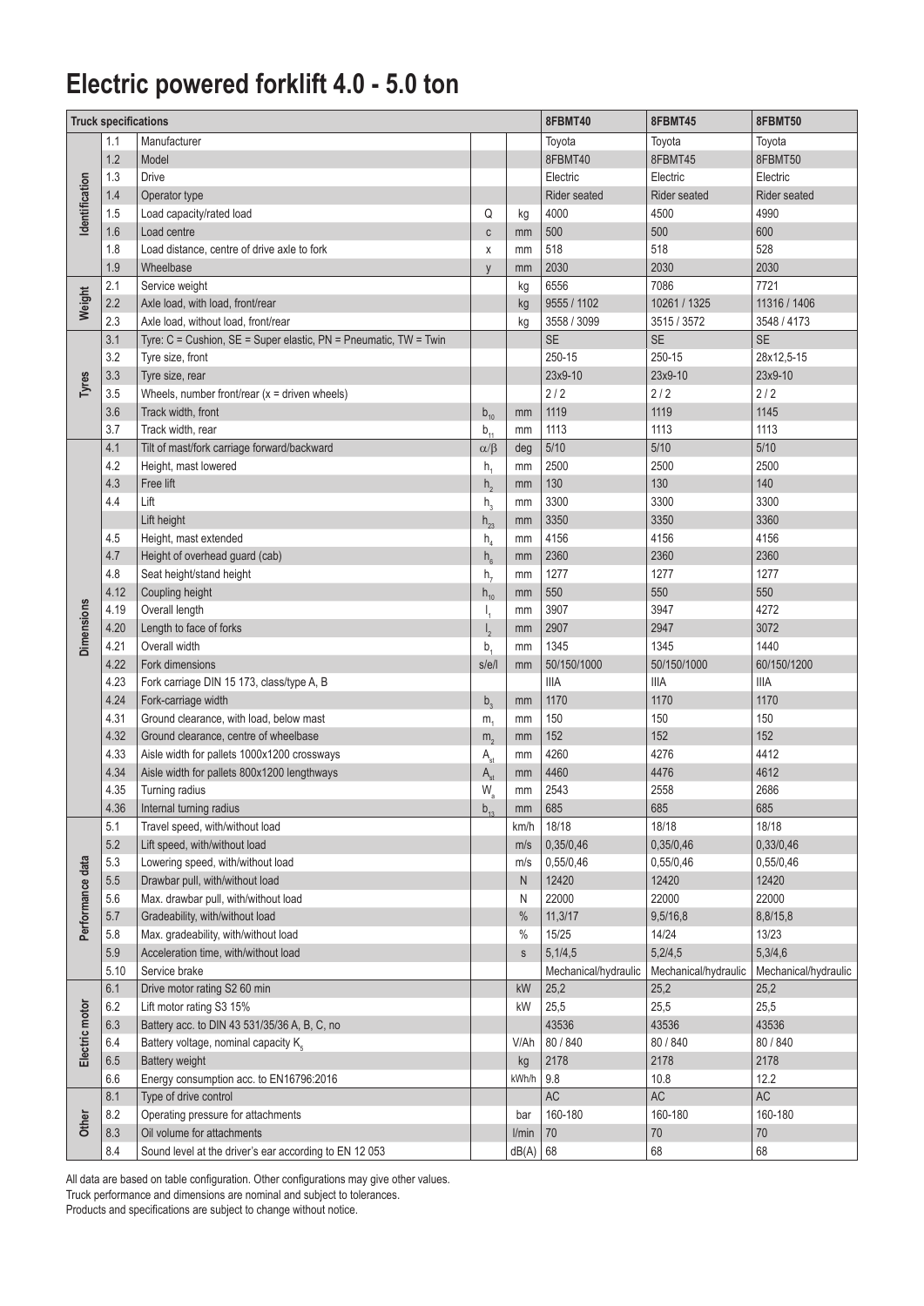# Electric powered forklift 4.0 - 5.0 ton

| Truck specifications | | | | | 8FBMT40 | 8FBMT45 | 8FBMT50 |
|---|---|---|---|---|---|---|---|
| Identification | 1.1 | Manufacturer | | | Toyota | Toyota | Toyota |
| | 1.2 | Model | | | 8FBMT40 | 8FBMT45 | 8FBMT50 |
| | 1.3 | Drive | | | Electric | Electric | Electric |
| | 1.4 | Operator type | | | Rider seated | Rider seated | Rider seated |
| | 1.5 | Load capacity/rated load | Q | kg | 4000 | 4500 | 4990 |
| | 1.6 | Load centre | c | mm | 500 | 500 | 600 |
| | 1.8 | Load distance, centre of drive axle to fork | x | mm | 518 | 518 | 528 |
| | 1.9 | Wheelbase | y | mm | 2030 | 2030 | 2030 |
| Weight | 2.1 | Service weight | | kg | 6556 | 7086 | 7721 |
| | 2.2 | Axle load, with load, front/rear | | kg | 9555 / 1102 | 10261 / 1325 | 11316 / 1406 |
| | 2.3 | Axle load, without load, front/rear | | kg | 3558 / 3099 | 3515 / 3572 | 3548 / 4173 |
| Tyres | 3.1 | Tyre: C = Cushion, SE = Super elastic, PN = Pneumatic, TW = Twin | | | SE | SE | SE |
| | 3.2 | Tyre size, front | | | 250-15 | 250-15 | 28x12,5-15 |
| | 3.3 | Tyre size, rear | | | 23x9-10 | 23x9-10 | 23x9-10 |
| | 3.5 | Wheels, number front/rear (x = driven wheels) | | | 2 / 2 | 2 / 2 | 2 / 2 |
| | 3.6 | Track width, front | $b_{10}$ | mm | 1119 | 1119 | 1145 |
| | 3.7 | Track width, rear | $b_{11}$ | mm | 1113 | 1113 | 1113 |
| Dimensions | 4.1 | Tilt of mast/fork carriage forward/backward | $\alpha/\beta$ | deg | 5/10 | 5/10 | 5/10 |
| | 4.2 | Height, mast lowered | $h_1$ | mm | 2500 | 2500 | 2500 |
| | 4.3 | Free lift | $h_2$ | mm | 130 | 130 | 140 |
| | 4.4 | Lift | $h_3$ | mm | 3300 | 3300 | 3300 |
| | | Lift height | $h_{23}$ | mm | 3350 | 3350 | 3360 |
| | 4.5 | Height, mast extended | $h_4$ | mm | 4156 | 4156 | 4156 |
| | 4.7 | Height of overhead guard (cab) | $h_6$ | mm | 2360 | 2360 | 2360 |
| | 4.8 | Seat height/stand height | $h_7$ | mm | 1277 | 1277 | 1277 |
| | 4.12 | Coupling height | $h_{10}$ | mm | 550 | 550 | 550 |
| | 4.19 | Overall length | $l_1$ | mm | 3907 | 3947 | 4272 |
| | 4.20 | Length to face of forks | $l_2$ | mm | 2907 | 2947 | 3072 |
| | 4.21 | Overall width | $b_1$ | mm | 1345 | 1345 | 1440 |
| | 4.22 | Fork dimensions | s/e/l | mm | 50/150/1000 | 50/150/1000 | 60/150/1200 |
| | 4.23 | Fork carriage DIN 15 173, class/type A, B | | | IIIA | IIIA | IIIA |
| | 4.24 | Fork-carriage width | $b_3$ | mm | 1170 | 1170 | 1170 |
| | 4.31 | Ground clearance, with load, below mast | $m_1$ | mm | 150 | 150 | 150 |
| | 4.32 | Ground clearance, centre of wheelbase | $m_2$ | mm | 152 | 152 | 152 |
| | 4.33 | Aisle width for pallets 1000x1200 crossways | $A_{st}$ | mm | 4260 | 4276 | 4412 |
| | 4.34 | Aisle width for pallets 800x1200 lengthways | $A_{st}$ | mm | 4460 | 4476 | 4612 |
| | 4.35 | Turning radius | $W_a$ | mm | 2543 | 2558 | 2686 |
| | 4.36 | Internal turning radius | $b_{13}$ | mm | 685 | 685 | 685 |
| Performance data | 5.1 | Travel speed, with/without load | | km/h | 18/18 | 18/18 | 18/18 |
| | 5.2 | Lift speed, with/without load | | m/s | 0,35/0,46 | 0,35/0,46 | 0,33/0,46 |
| | 5.3 | Lowering speed, with/without load | | m/s | 0,55/0,46 | 0,55/0,46 | 0,55/0,46 |
| | 5.5 | Drawbar pull, with/without load | | N | 12420 | 12420 | 12420 |
| | 5.6 | Max. drawbar pull, with/without load | | N | 22000 | 22000 | 22000 |
| | 5.7 | Gradeability, with/without load | | % | 11,3/17 | 9,5/16,8 | 8,8/15,8 |
| | 5.8 | Max. gradeability, with/without load | | % | 15/25 | 14/24 | 13/23 |
| | 5.9 | Acceleration time, with/without load | | s | 5,1/4,5 | 5,2/4,5 | 5,3/4,6 |
| | 5.10 | Service brake | | | Mechanical/hydraulic | Mechanical/hydraulic | Mechanical/hydraulic |
| Electric motor | 6.1 | Drive motor rating S2 60 min | | kW | 25,2 | 25,2 | 25,2 |
| | 6.2 | Lift motor rating S3 15% | | kW | 25,5 | 25,5 | 25,5 |
| | 6.3 | Battery acc. to DIN 43 531/35/36 A, B, C, no | | | 43536 | 43536 | 43536 |
| | 6.4 | Battery voltage, nominal capacity $K_5$ | | V/Ah | 80 / 840 | 80 / 840 | 80 / 840 |
| | 6.5 | Battery weight | | kg | 2178 | 2178 | 2178 |
| | 6.6 | Energy consumption acc. to EN16796:2016 | | kWh/h | 9.8 | 10.8 | 12.2 |
| Other | 8.1 | Type of drive control | | | AC | AC | AC |
| | 8.2 | Operating pressure for attachments | | bar | 160-180 | 160-180 | 160-180 |
| | 8.3 | Oil volume for attachments | | l/min | 70 | 70 | 70 |
| | 8.4 | Sound level at the driver's ear according to EN 12 053 | | dB(A) | 68 | 68 | 68 |

All data are based on table configuration. Other configurations may give other values.
Truck performance and dimensions are nominal and subject to tolerances.
Products and specifications are subject to change without notice.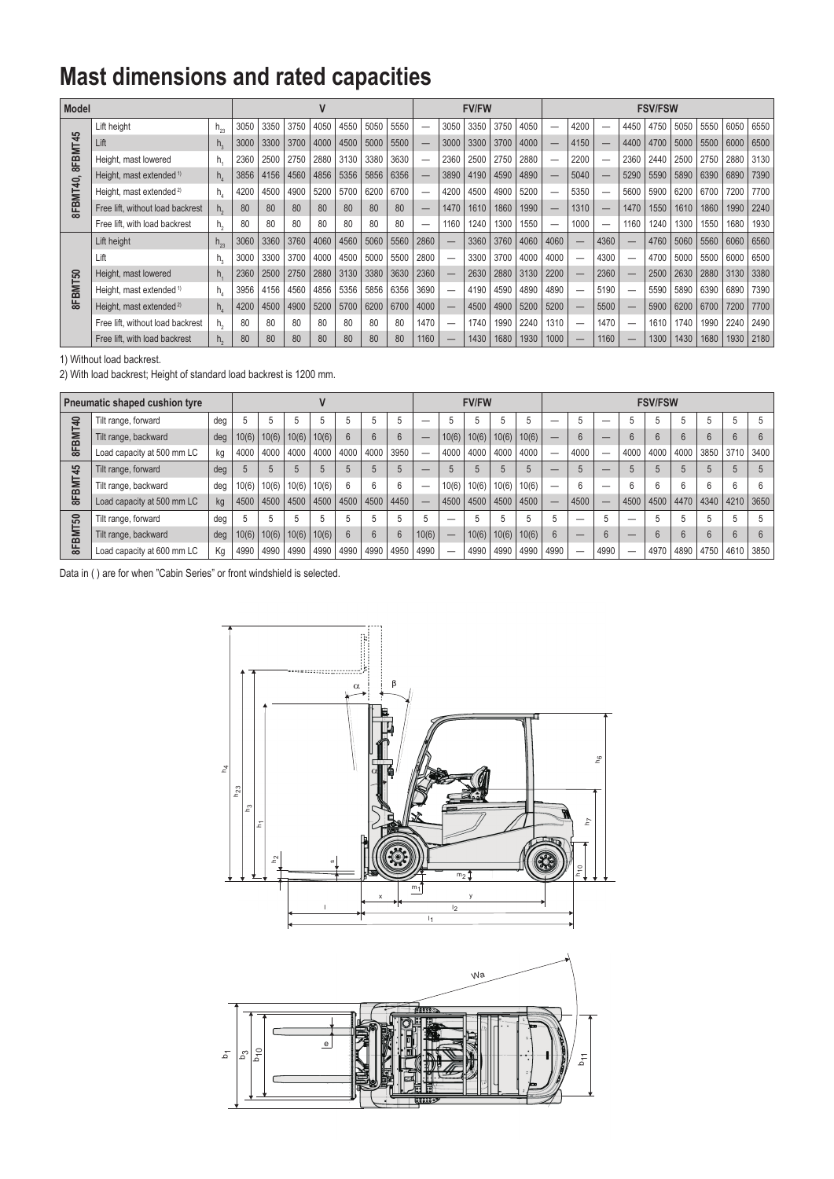# Mast dimensions and rated capacities

| Model | | | V | | | | | | | FV/FW | | | | | | FSV/FSW | | | | | | | | | |
|---|---|---|---|---|---|---|---|---|---|---|---|---|---|---|---|---|---|---|---|---|---|---|---|---|---|
| 8FBMT40, 8FBMT45 | Lift height | $h_{23}$ | 3050 | 3350 | 3750 | 4050 | 4550 | 5050 | 5550 | — | 3050 | 3350 | 3750 | 4050 | — | 4200 | — | 4450 | 4750 | 5050 | 5550 | 6050 | 6550 |
| | Lift | $h_3$ | 3000 | 3300 | 3700 | 4000 | 4500 | 5000 | 5500 | — | 3000 | 3300 | 3700 | 4000 | — | 4150 | — | 4400 | 4700 | 5000 | 5500 | 6000 | 6500 |
| | Height, mast lowered | $h_1$ | 2360 | 2500 | 2750 | 2880 | 3130 | 3380 | 3630 | — | 2360 | 2500 | 2750 | 2880 | — | 2200 | — | 2360 | 2440 | 2500 | 2750 | 2880 | 3130 |
| | Height, mast extended 1) | $h_4$ | 3856 | 4156 | 4560 | 4856 | 5356 | 5856 | 6356 | — | 3890 | 4190 | 4590 | 4890 | — | 5040 | — | 5290 | 5590 | 5890 | 6390 | 6890 | 7390 |
| | Height, mast extended 2) | $h_4$ | 4200 | 4500 | 4900 | 5200 | 5700 | 6200 | 6700 | — | 4200 | 4500 | 4900 | 5200 | — | 5350 | — | 5600 | 5900 | 6200 | 6700 | 7200 | 7700 |
| | Free lift, without load backrest | $h_2$ | 80 | 80 | 80 | 80 | 80 | 80 | 80 | — | 1470 | 1610 | 1860 | 1990 | — | 1310 | — | 1470 | 1550 | 1610 | 1860 | 1990 | 2240 |
| | Free lift, with load backrest | $h_2$ | 80 | 80 | 80 | 80 | 80 | 80 | 80 | — | 1160 | 1240 | 1300 | 1550 | — | 1000 | — | 1160 | 1240 | 1300 | 1550 | 1680 | 1930 |
| 8FBMT50 | Lift height | $h_{23}$ | 3060 | 3360 | 3760 | 4060 | 4560 | 5060 | 5560 | 2860 | — | 3360 | 3760 | 4060 | 4060 | — | 4360 | — | 4760 | 5060 | 5560 | 6060 | 6560 |
| | Lift | $h_3$ | 3000 | 3300 | 3700 | 4000 | 4500 | 5000 | 5500 | 2800 | — | 3300 | 3700 | 4000 | 4000 | — | 4300 | — | 4700 | 5000 | 5500 | 6000 | 6500 |
| | Height, mast lowered | $h_1$ | 2360 | 2500 | 2750 | 2880 | 3130 | 3380 | 3630 | 2360 | — | 2630 | 2880 | 3130 | 2200 | — | 2360 | — | 2500 | 2630 | 2880 | 3130 | 3380 |
| | Height, mast extended 1) | $h_4$ | 3956 | 4156 | 4560 | 4856 | 5356 | 5856 | 6356 | 3690 | — | 4190 | 4590 | 4890 | 4890 | — | 5190 | — | 5590 | 5890 | 6390 | 6890 | 7390 |
| | Height, mast extended 2) | $h_4$ | 4200 | 4500 | 4900 | 5200 | 5700 | 6200 | 6700 | 4000 | — | 4500 | 4900 | 5200 | 5200 | — | 5500 | — | 5900 | 6200 | 6700 | 7200 | 7700 |
| | Free lift, without load backrest | $h_2$ | 80 | 80 | 80 | 80 | 80 | 80 | 80 | 1470 | — | 1740 | 1990 | 2240 | 1310 | — | 1470 | — | 1610 | 1740 | 1990 | 2240 | 2490 |
| | Free lift, with load backrest | $h_2$ | 80 | 80 | 80 | 80 | 80 | 80 | 80 | 1160 | — | 1430 | 1680 | 1930 | 1000 | — | 1160 | — | 1300 | 1430 | 1680 | 1930 | 2180 |

1) Without load backrest.

2) With load backrest; Height of standard load backrest is 1200 mm.

| Pneumatic shaped cushion tyre | | | V | | | | | | | FV/FW | | | | | FSV/FSW | | | | | | | | | |
|---|---|---|---|---|---|---|---|---|---|---|---|---|---|---|---|---|---|---|---|---|---|---|---|---|
| 8FBMT40 | Tilt range, forward | deg | 5 | 5 | 5 | 5 | 5 | 5 | 5 | — | 5 | 5 | 5 | 5 | — | 5 | — | 5 | 5 | 5 | 5 | 5 | 5 |
| | Tilt range, backward | deg | 10(6) | 10(6) | 10(6) | 10(6) | 6 | 6 | 6 | — | 10(6) | 10(6) | 10(6) | 10(6) | — | 6 | — | 6 | 6 | 6 | 6 | 6 | 6 |
| | Load capacity at 500 mm LC | kg | 4000 | 4000 | 4000 | 4000 | 4000 | 4000 | 3950 | — | 4000 | 4000 | 4000 | 4000 | — | 4000 | — | 4000 | 4000 | 4000 | 3850 | 3710 | 3400 |
| 8FBMT45 | Tilt range, forward | deg | 5 | 5 | 5 | 5 | 5 | 5 | 5 | — | 5 | 5 | 5 | 5 | — | 5 | — | 5 | 5 | 5 | 5 | 5 | 5 |
| | Tilt range, backward | deg | 10(6) | 10(6) | 10(6) | 10(6) | 6 | 6 | 6 | — | 10(6) | 10(6) | 10(6) | 10(6) | — | 6 | — | 6 | 6 | 6 | 6 | 6 | 6 |
| | Load capacity at 500 mm LC | kg | 4500 | 4500 | 4500 | 4500 | 4500 | 4500 | 4450 | — | 4500 | 4500 | 4500 | 4500 | — | 4500 | — | 4500 | 4500 | 4470 | 4340 | 4210 | 3650 |
| 8FBMT50 | Tilt range, forward | deg | 5 | 5 | 5 | 5 | 5 | 5 | 5 | 5 | — | 5 | 5 | 5 | 5 | — | 5 | — | 5 | 5 | 5 | 5 | 5 |
| | Tilt range, backward | deg | 10(6) | 10(6) | 10(6) | 10(6) | 6 | 6 | 6 | 10(6) | — | 10(6) | 10(6) | 10(6) | 6 | — | 6 | — | 6 | 6 | 6 | 6 | 6 |
| | Load capacity at 600 mm LC | Kg | 4990 | 4990 | 4990 | 4990 | 4990 | 4990 | 4950 | 4990 | — | 4990 | 4990 | 4990 | 4990 | — | 4990 | — | 4970 | 4890 | 4750 | 4610 | 3850 |

Data in ( ) are for when "Cabin Series" or front windshield is selected.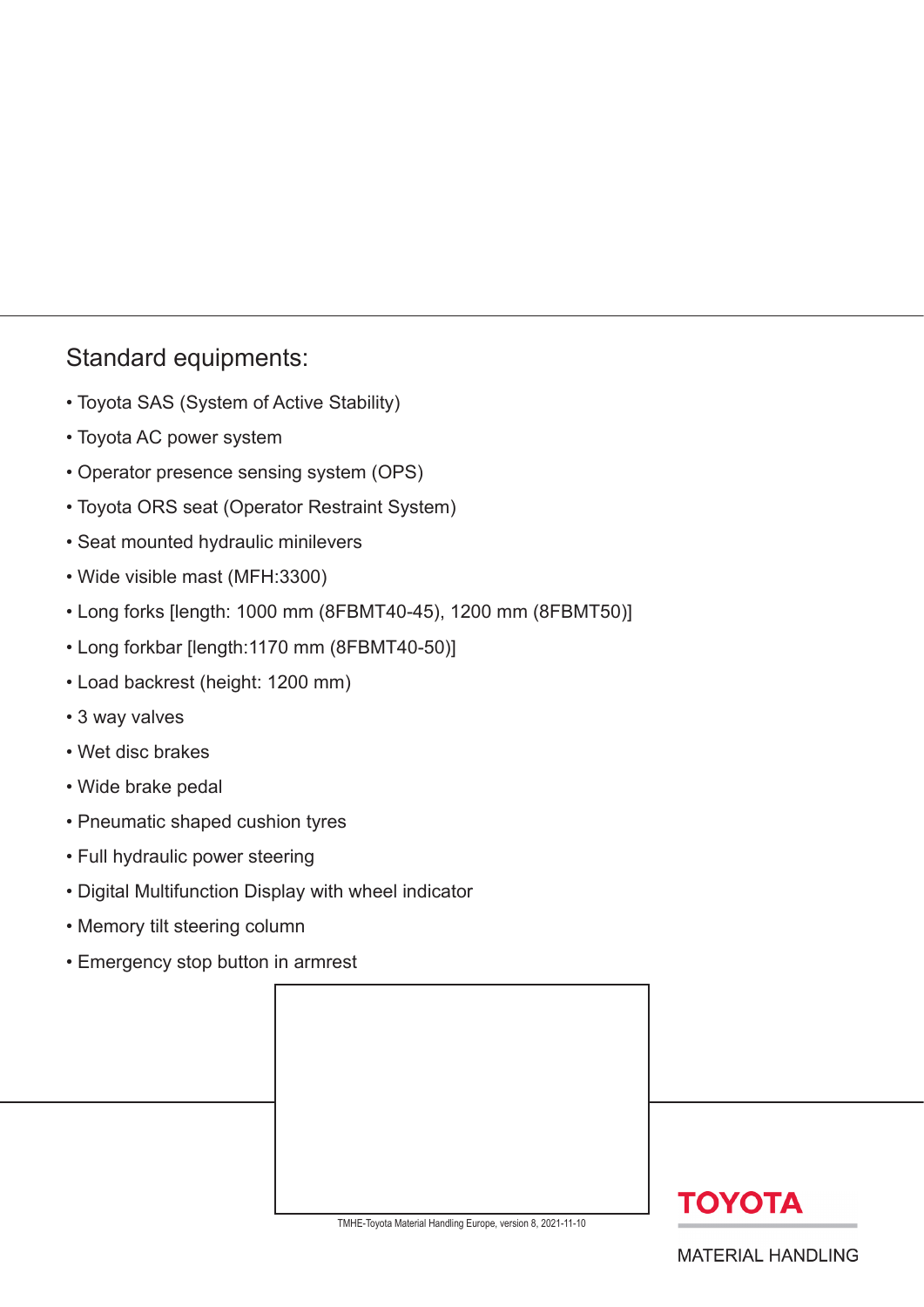## Standard equipments:

- Toyota SAS (System of Active Stability)
- Toyota AC power system
- Operator presence sensing system (OPS)
- Toyota ORS seat (Operator Restraint System)
- Seat mounted hydraulic minilevers
- Wide visible mast (MFH:3300)
- Long forks [length: 1000 mm (8FBMT40-45), 1200 mm (8FBMT50)]
- Long forkbar [length:1170 mm (8FBMT40-50)]
- Load backrest (height: 1200 mm)
- 3 way valves
- Wet disc brakes
- Wide brake pedal
- Pneumatic shaped cushion tyres
- Full hydraulic power steering
- Digital Multifunction Display with wheel indicator
- Memory tilt steering column
- Emergency stop button in armrest

TMHE-Toyota Material Handling Europe, version 8, 2021-11-10

TOYOTA

MATERIAL HANDLING